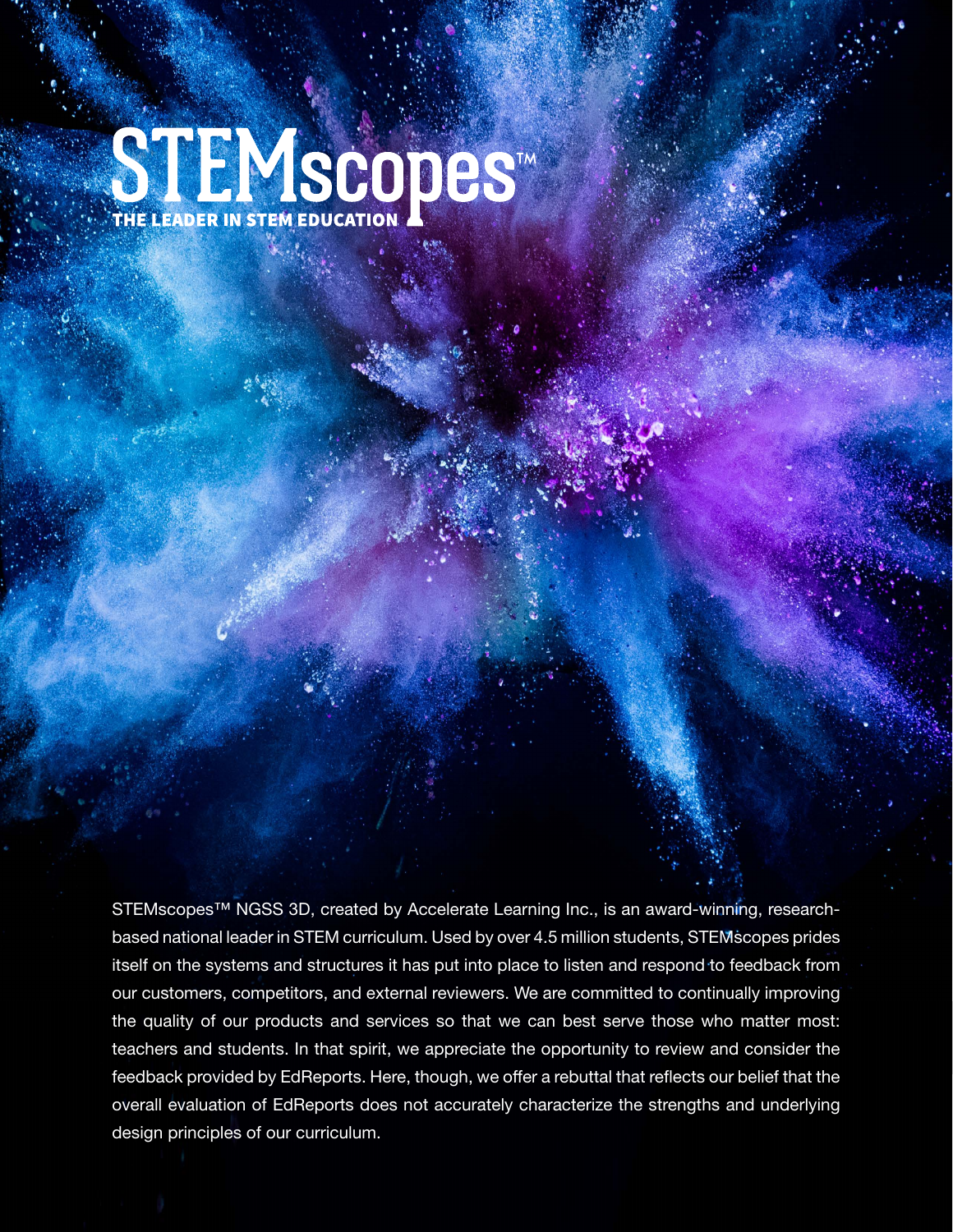# STEMscopes™

**THE LEADER IN STEM EDUCATION**

STEMscopes™ NGSS 3D, created by Accelerate Learning Inc., is an award-winning, research-based national leader in STEM curriculum. Used by over 4.5 million students, STEMscopes prides itself on the systems and structures it has put into place to listen and respond to feedback from our customers, competitors, and external reviewers. We are committed to continually improving the quality of our products and services so that we can best serve those who matter most: teachers and students. In that spirit, we appreciate the opportunity to review and consider the feedback provided by EdReports. Here, though, we offer a rebuttal that reflects our belief that the overall evaluation of EdReports does not accurately characterize the strengths and underlying design principles of our curriculum.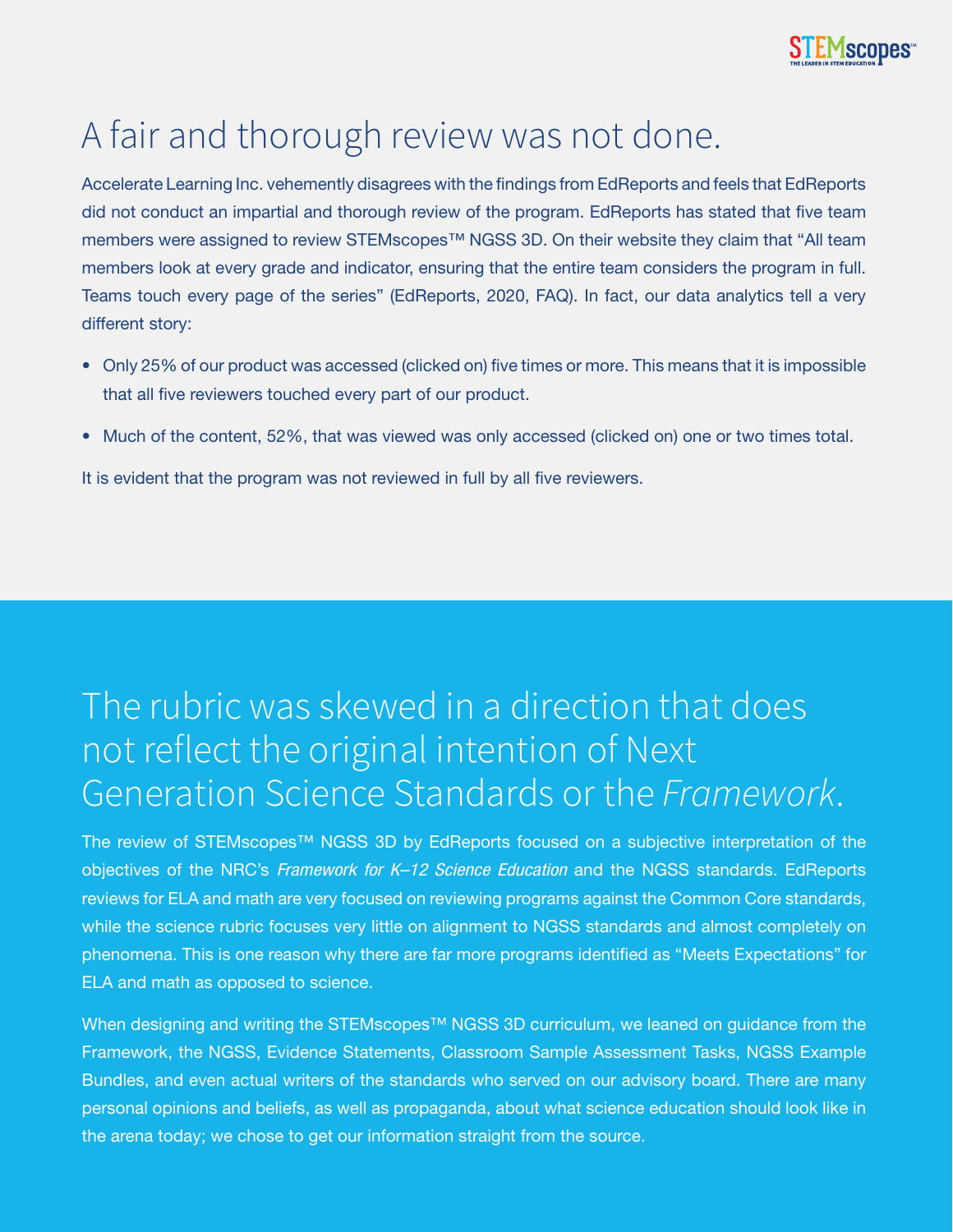# A fair and thorough review was not done.

Accelerate Learning Inc. vehemently disagrees with the findings from EdReports and feels that EdReports did not conduct an impartial and thorough review of the program. EdReports has stated that five team members were assigned to review STEMscopes™ NGSS 3D. On their website they claim that "All team members look at every grade and indicator, ensuring that the entire team considers the program in full. Teams touch every page of the series" (EdReports, 2020, FAQ). In fact, our data analytics tell a very different story:

- Only 25% of our product was accessed (clicked on) five times or more. This means that it is impossible that all five reviewers touched every part of our product.
- Much of the content, 52%, that was viewed was only accessed (clicked on) one or two times total.

It is evident that the program was not reviewed in full by all five reviewers.

# The rubric was skewed in a direction that does not reflect the original intention of Next Generation Science Standards or the *Framework*.

The review of STEMscopes™ NGSS 3D by EdReports focused on a subjective interpretation of the objectives of the NRC's *Framework for K–12 Science Education* and the NGSS standards. EdReports reviews for ELA and math are very focused on reviewing programs against the Common Core standards, while the science rubric focuses very little on alignment to NGSS standards and almost completely on phenomena. This is one reason why there are far more programs identified as "Meets Expectations" for ELA and math as opposed to science.

When designing and writing the STEMscopes™ NGSS 3D curriculum, we leaned on guidance from the Framework, the NGSS, Evidence Statements, Classroom Sample Assessment Tasks, NGSS Example Bundles, and even actual writers of the standards who served on our advisory board. There are many personal opinions and beliefs, as well as propaganda, about what science education should look like in the arena today; we chose to get our information straight from the source.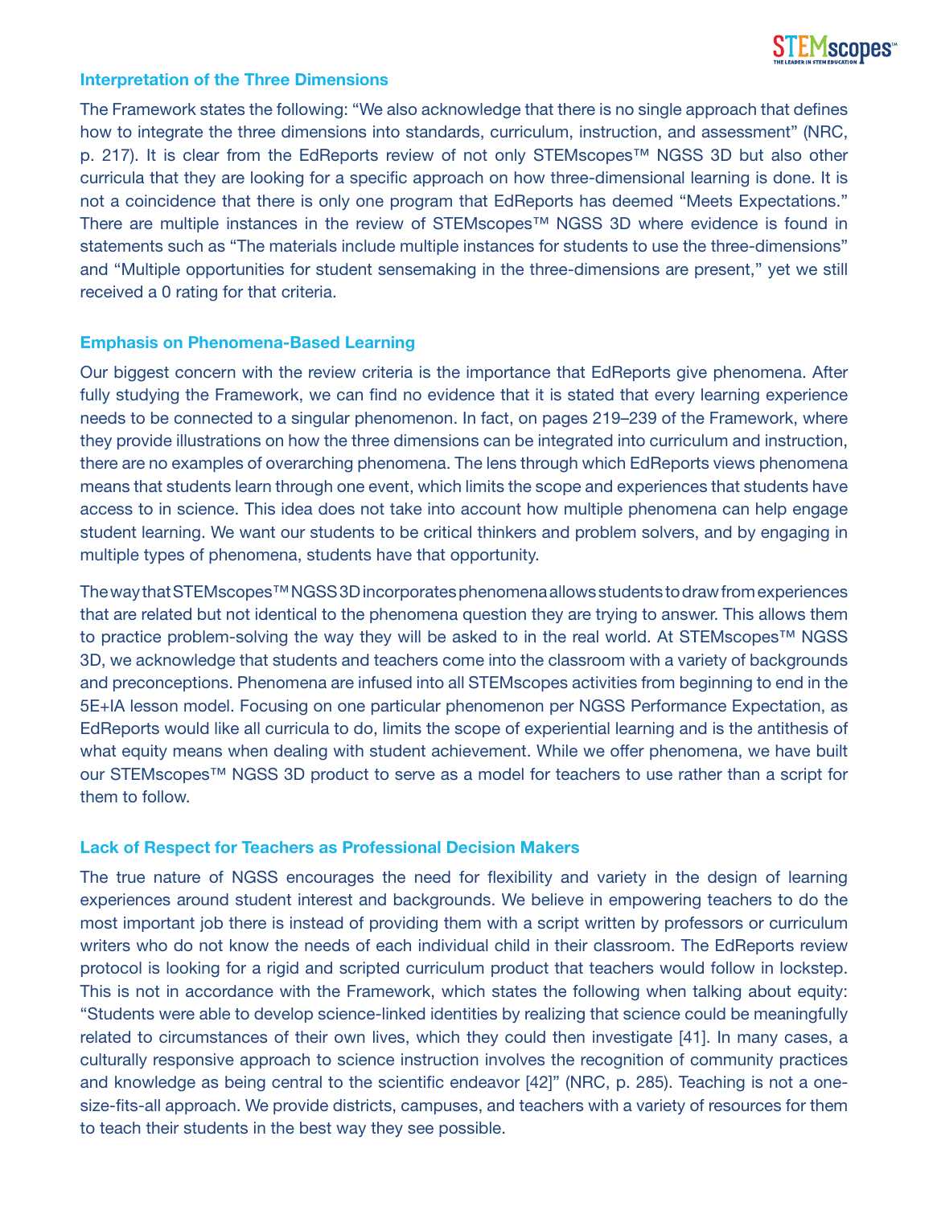## Interpretation of the Three Dimensions

The Framework states the following: "We also acknowledge that there is no single approach that defines how to integrate the three dimensions into standards, curriculum, instruction, and assessment" (NRC, p. 217). It is clear from the EdReports review of not only STEMscopes™ NGSS 3D but also other curricula that they are looking for a specific approach on how three-dimensional learning is done. It is not a coincidence that there is only one program that EdReports has deemed "Meets Expectations." There are multiple instances in the review of STEMscopes™ NGSS 3D where evidence is found in statements such as "The materials include multiple instances for students to use the three-dimensions" and "Multiple opportunities for student sensemaking in the three-dimensions are present," yet we still received a 0 rating for that criteria.

## Emphasis on Phenomena-Based Learning

Our biggest concern with the review criteria is the importance that EdReports give phenomena. After fully studying the Framework, we can find no evidence that it is stated that every learning experience needs to be connected to a singular phenomenon. In fact, on pages 219–239 of the Framework, where they provide illustrations on how the three dimensions can be integrated into curriculum and instruction, there are no examples of overarching phenomena. The lens through which EdReports views phenomena means that students learn through one event, which limits the scope and experiences that students have access to in science. This idea does not take into account how multiple phenomena can help engage student learning. We want our students to be critical thinkers and problem solvers, and by engaging in multiple types of phenomena, students have that opportunity.

The way that STEMscopes™ NGSS 3D incorporates phenomena allows students to draw from experiences that are related but not identical to the phenomena question they are trying to answer. This allows them to practice problem-solving the way they will be asked to in the real world. At STEMscopes™ NGSS 3D, we acknowledge that students and teachers come into the classroom with a variety of backgrounds and preconceptions. Phenomena are infused into all STEMscopes activities from beginning to end in the 5E+IA lesson model. Focusing on one particular phenomenon per NGSS Performance Expectation, as EdReports would like all curricula to do, limits the scope of experiential learning and is the antithesis of what equity means when dealing with student achievement. While we offer phenomena, we have built our STEMscopes™ NGSS 3D product to serve as a model for teachers to use rather than a script for them to follow.

## Lack of Respect for Teachers as Professional Decision Makers

The true nature of NGSS encourages the need for flexibility and variety in the design of learning experiences around student interest and backgrounds. We believe in empowering teachers to do the most important job there is instead of providing them with a script written by professors or curriculum writers who do not know the needs of each individual child in their classroom. The EdReports review protocol is looking for a rigid and scripted curriculum product that teachers would follow in lockstep. This is not in accordance with the Framework, which states the following when talking about equity: "Students were able to develop science-linked identities by realizing that science could be meaningfully related to circumstances of their own lives, which they could then investigate [41]. In many cases, a culturally responsive approach to science instruction involves the recognition of community practices and knowledge as being central to the scientific endeavor [42]" (NRC, p. 285). Teaching is not a one-size-fits-all approach. We provide districts, campuses, and teachers with a variety of resources for them to teach their students in the best way they see possible.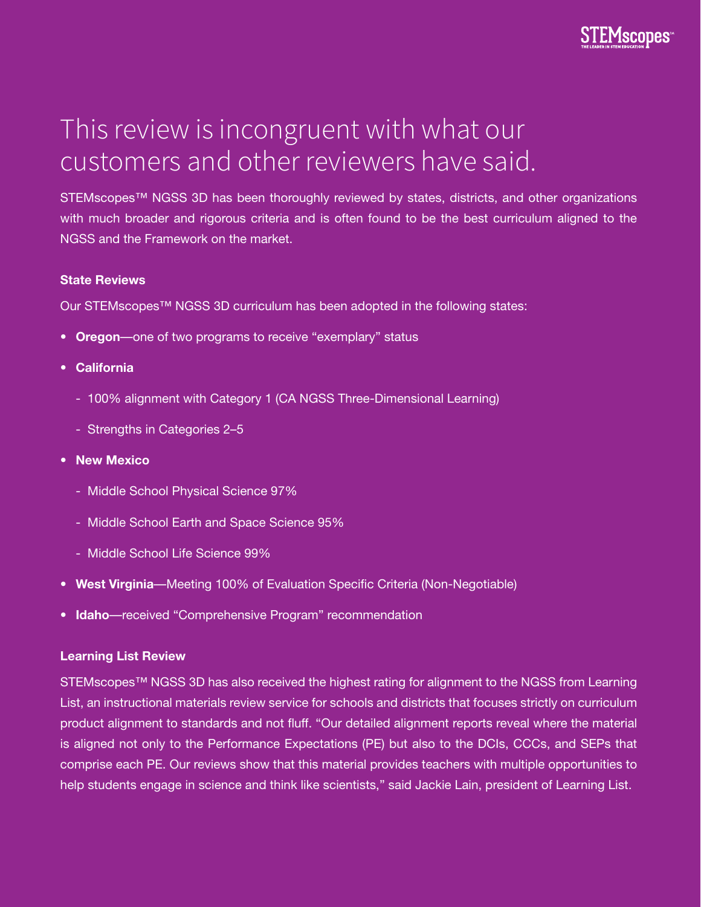# This review is incongruent with what our customers and other reviewers have said.

STEMscopes™ NGSS 3D has been thoroughly reviewed by states, districts, and other organizations with much broader and rigorous criteria and is often found to be the best curriculum aligned to the NGSS and the Framework on the market.

### State Reviews

Our STEMscopes™ NGSS 3D curriculum has been adopted in the following states:

- **Oregon**—one of two programs to receive "exemplary" status
- **California**
  - 100% alignment with Category 1 (CA NGSS Three-Dimensional Learning)
  - Strengths in Categories 2–5
- **New Mexico**
  - Middle School Physical Science 97%
  - Middle School Earth and Space Science 95%
  - Middle School Life Science 99%
- **West Virginia**—Meeting 100% of Evaluation Specific Criteria (Non-Negotiable)
- **Idaho**—received "Comprehensive Program" recommendation

### Learning List Review

STEMscopes™ NGSS 3D has also received the highest rating for alignment to the NGSS from Learning List, an instructional materials review service for schools and districts that focuses strictly on curriculum product alignment to standards and not fluff. "Our detailed alignment reports reveal where the material is aligned not only to the Performance Expectations (PE) but also to the DCIs, CCCs, and SEPs that comprise each PE. Our reviews show that this material provides teachers with multiple opportunities to help students engage in science and think like scientists," said Jackie Lain, president of Learning List.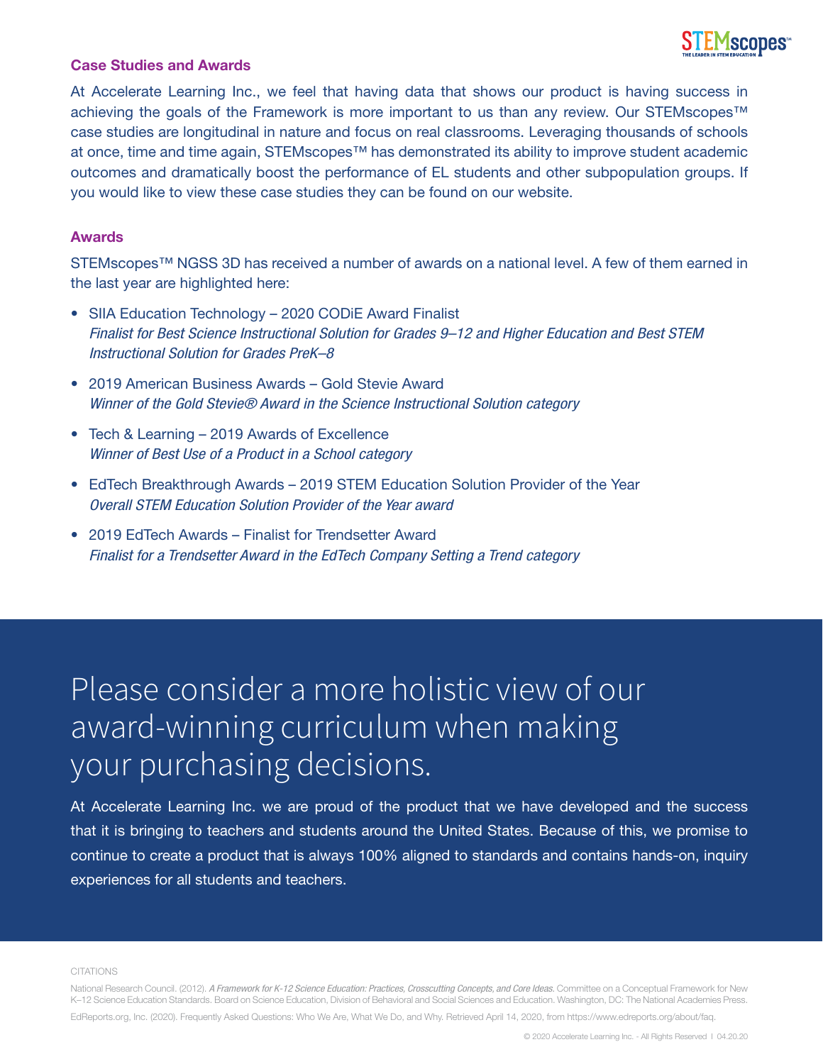## Case Studies and Awards

At Accelerate Learning Inc., we feel that having data that shows our product is having success in achieving the goals of the Framework is more important to us than any review. Our STEMscopes™ case studies are longitudinal in nature and focus on real classrooms. Leveraging thousands of schools at once, time and time again, STEMscopes™ has demonstrated its ability to improve student academic outcomes and dramatically boost the performance of EL students and other subpopulation groups. If you would like to view these case studies they can be found on our website.

## Awards

STEMscopes™ NGSS 3D has received a number of awards on a national level. A few of them earned in the last year are highlighted here:

- SIIA Education Technology – 2020 CODiE Award Finalist
  *Finalist for Best Science Instructional Solution for Grades 9–12 and Higher Education and Best STEM Instructional Solution for Grades PreK–8*
- 2019 American Business Awards – Gold Stevie Award
  *Winner of the Gold Stevie® Award in the Science Instructional Solution category*
- Tech & Learning – 2019 Awards of Excellence
  *Winner of Best Use of a Product in a School category*
- EdTech Breakthrough Awards – 2019 STEM Education Solution Provider of the Year
  *Overall STEM Education Solution Provider of the Year award*
- 2019 EdTech Awards – Finalist for Trendsetter Award
  *Finalist for a Trendsetter Award in the EdTech Company Setting a Trend category*

# Please consider a more holistic view of our award-winning curriculum when making your purchasing decisions.

At Accelerate Learning Inc. we are proud of the product that we have developed and the success that it is bringing to teachers and students around the United States. Because of this, we promise to continue to create a product that is always 100% aligned to standards and contains hands-on, inquiry experiences for all students and teachers.

CITATIONS

National Research Council. (2012). *A Framework for K-12 Science Education: Practices, Crosscutting Concepts, and Core Ideas.* Committee on a Conceptual Framework for New K–12 Science Education Standards. Board on Science Education, Division of Behavioral and Social Sciences and Education. Washington, DC: The National Academies Press.

EdReports.org, Inc. (2020). Frequently Asked Questions: Who We Are, What We Do, and Why. Retrieved April 14, 2020, from https://www.edreports.org/about/faq.

© 2020 Accelerate Learning Inc. - All Rights Reserved | 04.20.20